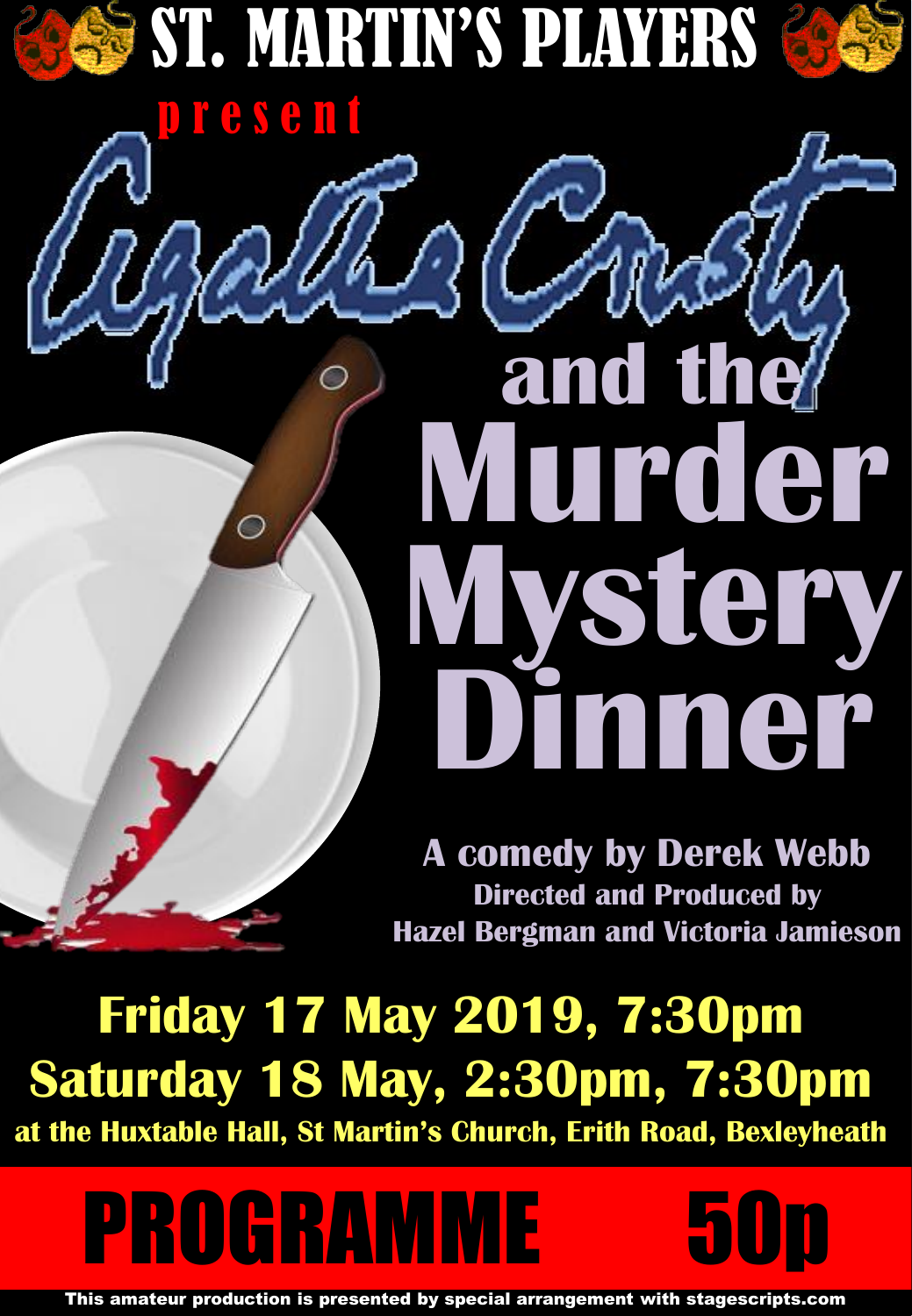# ST. MARTIN'S PLAYERS

present

# Agatha Crusty and the Murder Mystery Dinner

**A comedy by Derek Webb**

**Directed and Produced by Hazel Bergman and Victoria Jamieson**

**Friday 17 May 2019, 7:30pm**

**Saturday 18 May, 2:30pm, 7:30pm**

**at the Huxtable Hall, St Martin's Church, Erith Road, Bexleyheath**

## PROGRAMME 50p

This amateur production is presented by special arrangement with stagescripts.com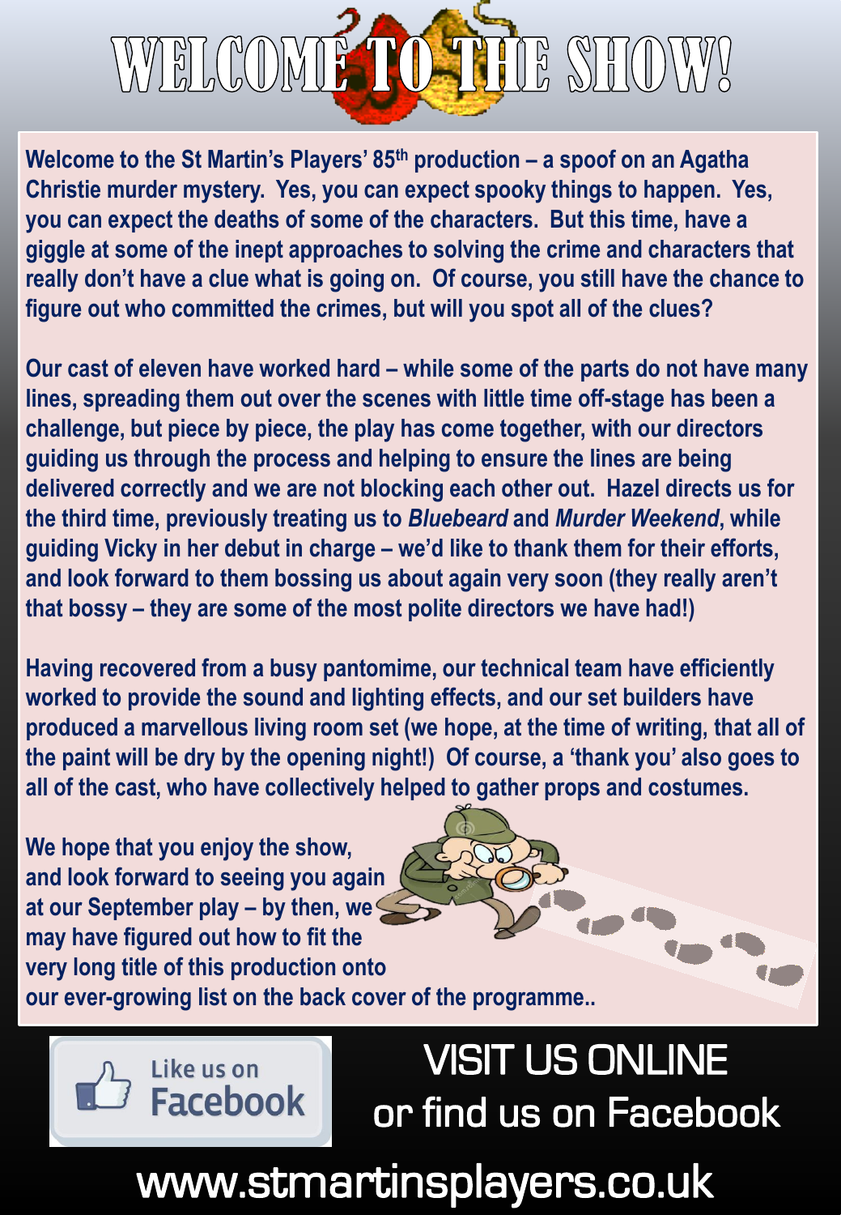# WELCOME TO THE SHOW!

**Welcome to the St Martin's Players' 85th production – a spoof on an Agatha Christie murder mystery. Yes, you can expect spooky things to happen. Yes, you can expect the deaths of some of the characters. But this time, have a giggle at some of the inept approaches to solving the crime and characters that really don't have a clue what is going on. Of course, you still have the chance to figure out who committed the crimes, but will you spot all of the clues?**

**Our cast of eleven have worked hard – while some of the parts do not have many lines, spreading them out over the scenes with little time off-stage has been a challenge, but piece by piece, the play has come together, with our directors guiding us through the process and helping to ensure the lines are being delivered correctly and we are not blocking each other out. Hazel directs us for the third time, previously treating us to *Bluebeard* and *Murder Weekend*, while guiding Vicky in her debut in charge – we'd like to thank them for their efforts, and look forward to them bossing us about again very soon (they really aren't that bossy – they are some of the most polite directors we have had!)**

**Having recovered from a busy pantomime, our technical team have efficiently worked to provide the sound and lighting effects, and our set builders have produced a marvellous living room set (we hope, at the time of writing, that all of the paint will be dry by the opening night!) Of course, a 'thank you' also goes to all of the cast, who have collectively helped to gather props and costumes.**

**We hope that you enjoy the show, and look forward to seeing you again at our September play – by then, we may have figured out how to fit the very long title of this production onto our ever-growing list on the back cover of the programme..**

Like us on Facebook

VISIT US ONLINE
or find us on Facebook

www.stmartinsplayers.co.uk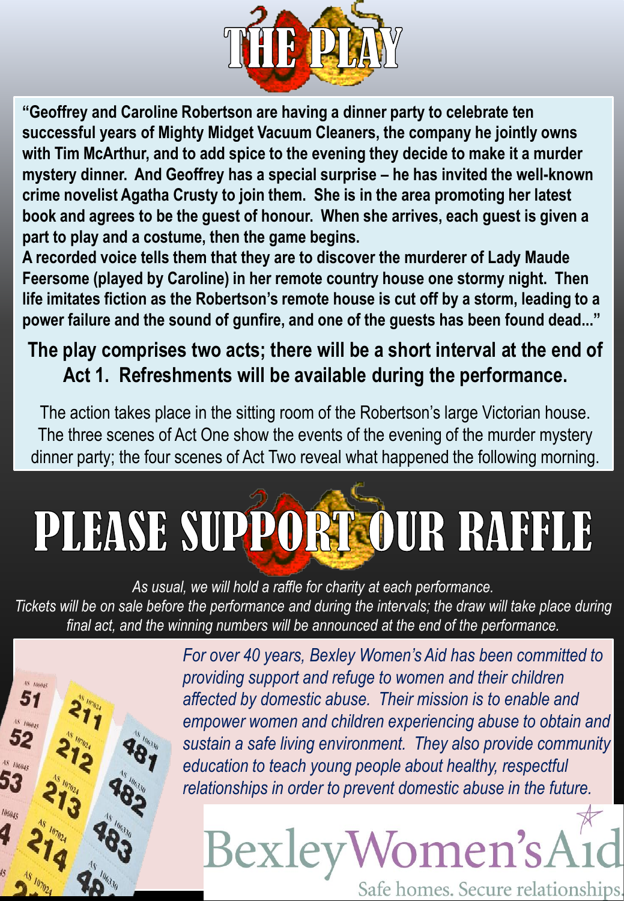# THE PLAY

**"Geoffrey and Caroline Robertson are having a dinner party to celebrate ten successful years of Mighty Midget Vacuum Cleaners, the company he jointly owns with Tim McArthur, and to add spice to the evening they decide to make it a murder mystery dinner. And Geoffrey has a special surprise – he has invited the well-known crime novelist Agatha Crusty to join them. She is in the area promoting her latest book and agrees to be the guest of honour. When she arrives, each guest is given a part to play and a costume, then the game begins.**
**A recorded voice tells them that they are to discover the murderer of Lady Maude Feersome (played by Caroline) in her remote country house one stormy night. Then life imitates fiction as the Robertson's remote house is cut off by a storm, leading to a power failure and the sound of gunfire, and one of the guests has been found dead..."**

**The play comprises two acts; there will be a short interval at the end of Act 1. Refreshments will be available during the performance.**

The action takes place in the sitting room of the Robertson's large Victorian house. The three scenes of Act One show the events of the evening of the murder mystery dinner party; the four scenes of Act Two reveal what happened the following morning.

# PLEASE SUPPORT OUR RAFFLE

*As usual, we will hold a raffle for charity at each performance.*
*Tickets will be on sale before the performance and during the intervals; the draw will take place during final act, and the winning numbers will be announced at the end of the performance.*

*For over 40 years, Bexley Women's Aid has been committed to providing support and refuge to women and their children affected by domestic abuse. Their mission is to enable and empower women and children experiencing abuse to obtain and sustain a safe living environment. They also provide community education to teach young people about healthy, respectful relationships in order to prevent domestic abuse in the future.*

Bexley Women's Aid
Safe homes. Secure relationships.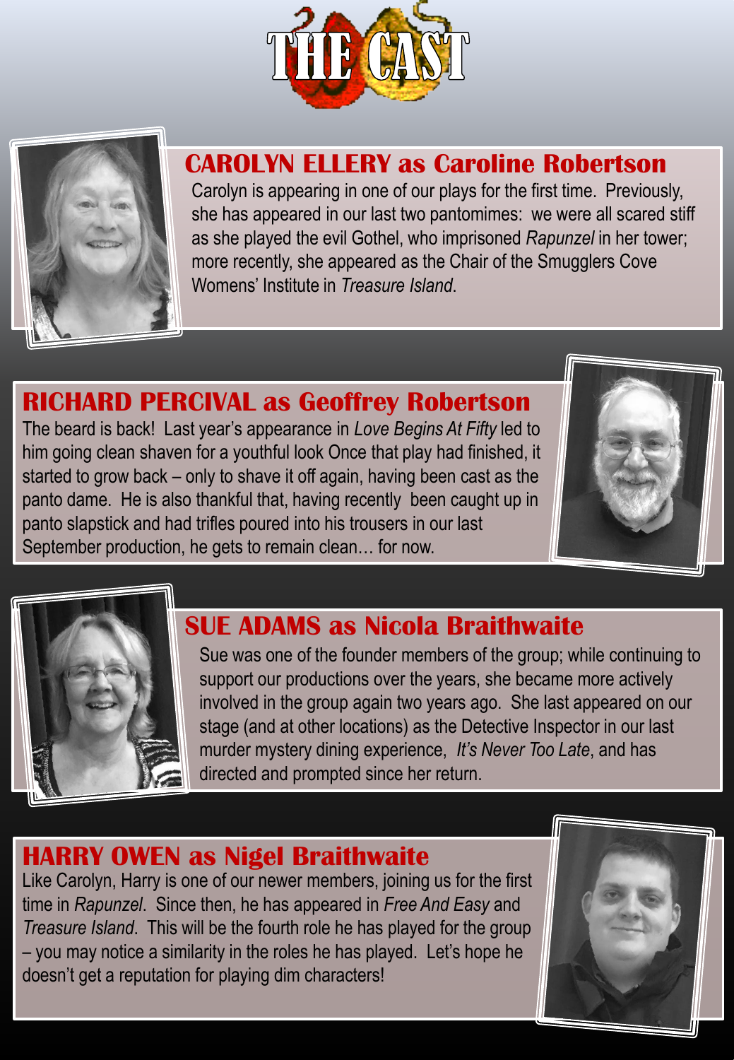# THE CAST

## CAROLYN ELLERY as Caroline Robertson

Carolyn is appearing in one of our plays for the first time. Previously, she has appeared in our last two pantomimes: we were all scared stiff as she played the evil Gothel, who imprisoned *Rapunzel* in her tower; more recently, she appeared as the Chair of the Smugglers Cove Womens' Institute in *Treasure Island*.

## RICHARD PERCIVAL as Geoffrey Robertson

The beard is back! Last year's appearance in *Love Begins At Fifty* led to him going clean shaven for a youthful look Once that play had finished, it started to grow back – only to shave it off again, having been cast as the panto dame. He is also thankful that, having recently been caught up in panto slapstick and had trifles poured into his trousers in our last September production, he gets to remain clean… for now.

## SUE ADAMS as Nicola Braithwaite

Sue was one of the founder members of the group; while continuing to support our productions over the years, she became more actively involved in the group again two years ago. She last appeared on our stage (and at other locations) as the Detective Inspector in our last murder mystery dining experience, *It's Never Too Late*, and has directed and prompted since her return.

## HARRY OWEN as Nigel Braithwaite

Like Carolyn, Harry is one of our newer members, joining us for the first time in *Rapunzel*. Since then, he has appeared in *Free And Easy* and *Treasure Island*. This will be the fourth role he has played for the group – you may notice a similarity in the roles he has played. Let's hope he doesn't get a reputation for playing dim characters!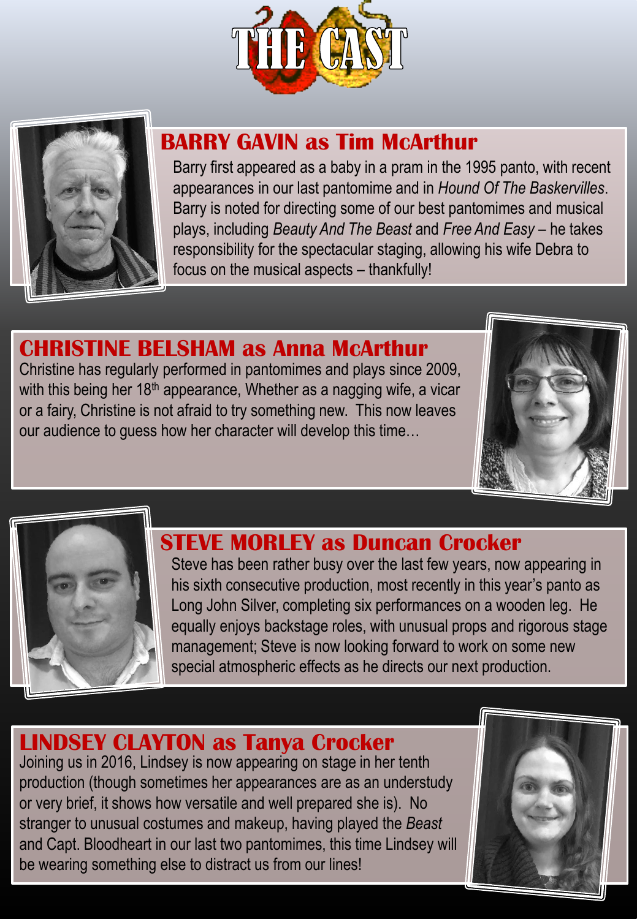# THE CAST

## BARRY GAVIN as Tim McArthur

Barry first appeared as a baby in a pram in the 1995 panto, with recent appearances in our last pantomime and in *Hound Of The Baskervilles*. Barry is noted for directing some of our best pantomimes and musical plays, including *Beauty And The Beast* and *Free And Easy* – he takes responsibility for the spectacular staging, allowing his wife Debra to focus on the musical aspects – thankfully!

## CHRISTINE BELSHAM as Anna McArthur

Christine has regularly performed in pantomimes and plays since 2009, with this being her 18th appearance, Whether as a nagging wife, a vicar or a fairy, Christine is not afraid to try something new. This now leaves our audience to guess how her character will develop this time…

## STEVE MORLEY as Duncan Crocker

Steve has been rather busy over the last few years, now appearing in his sixth consecutive production, most recently in this year's panto as Long John Silver, completing six performances on a wooden leg. He equally enjoys backstage roles, with unusual props and rigorous stage management; Steve is now looking forward to work on some new special atmospheric effects as he directs our next production.

## LINDSEY CLAYTON as Tanya Crocker

Joining us in 2016, Lindsey is now appearing on stage in her tenth production (though sometimes her appearances are as an understudy or very brief, it shows how versatile and well prepared she is). No stranger to unusual costumes and makeup, having played the *Beast* and Capt. Bloodheart in our last two pantomimes, this time Lindsey will be wearing something else to distract us from our lines!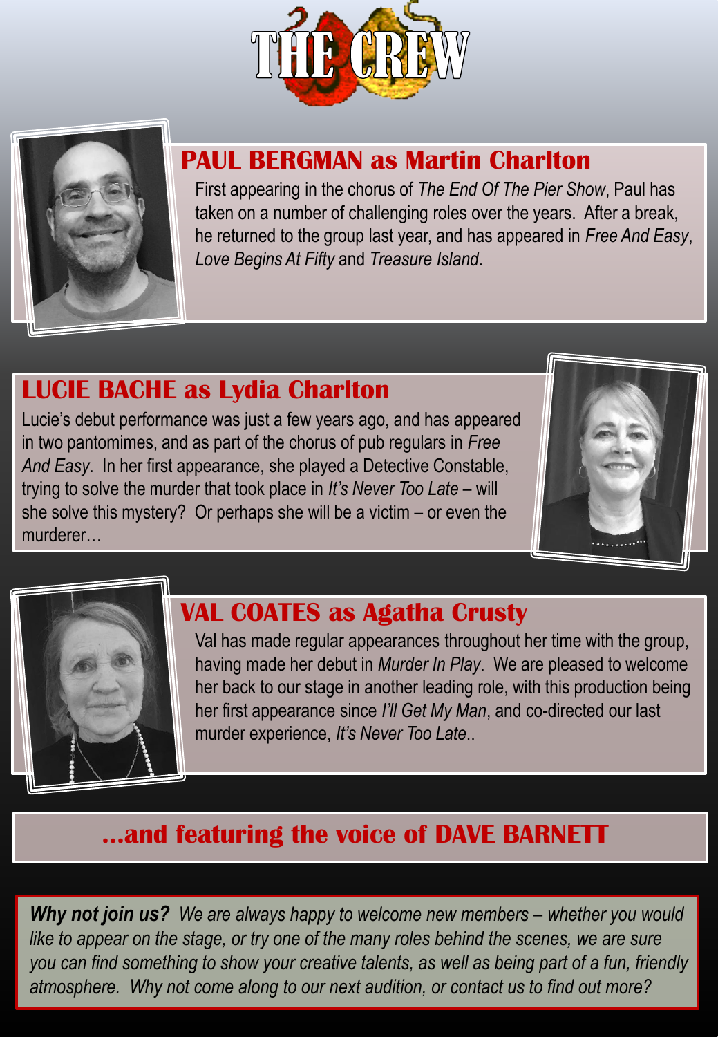# THE CREW

## PAUL BERGMAN as Martin Charlton

First appearing in the chorus of *The End Of The Pier Show*, Paul has taken on a number of challenging roles over the years. After a break, he returned to the group last year, and has appeared in *Free And Easy*, *Love Begins At Fifty* and *Treasure Island*.

## LUCIE BACHE as Lydia Charlton

Lucie's debut performance was just a few years ago, and has appeared in two pantomimes, and as part of the chorus of pub regulars in *Free And Easy*. In her first appearance, she played a Detective Constable, trying to solve the murder that took place in *It's Never Too Late* – will she solve this mystery? Or perhaps she will be a victim – or even the murderer…

## VAL COATES as Agatha Crusty

Val has made regular appearances throughout her time with the group, having made her debut in *Murder In Play*. We are pleased to welcome her back to our stage in another leading role, with this production being her first appearance since *I'll Get My Man*, and co-directed our last murder experience, *It's Never Too Late*..

## …and featuring the voice of DAVE BARNETT

***Why not join us?*** *We are always happy to welcome new members – whether you would like to appear on the stage, or try one of the many roles behind the scenes, we are sure you can find something to show your creative talents, as well as being part of a fun, friendly atmosphere. Why not come along to our next audition, or contact us to find out more?*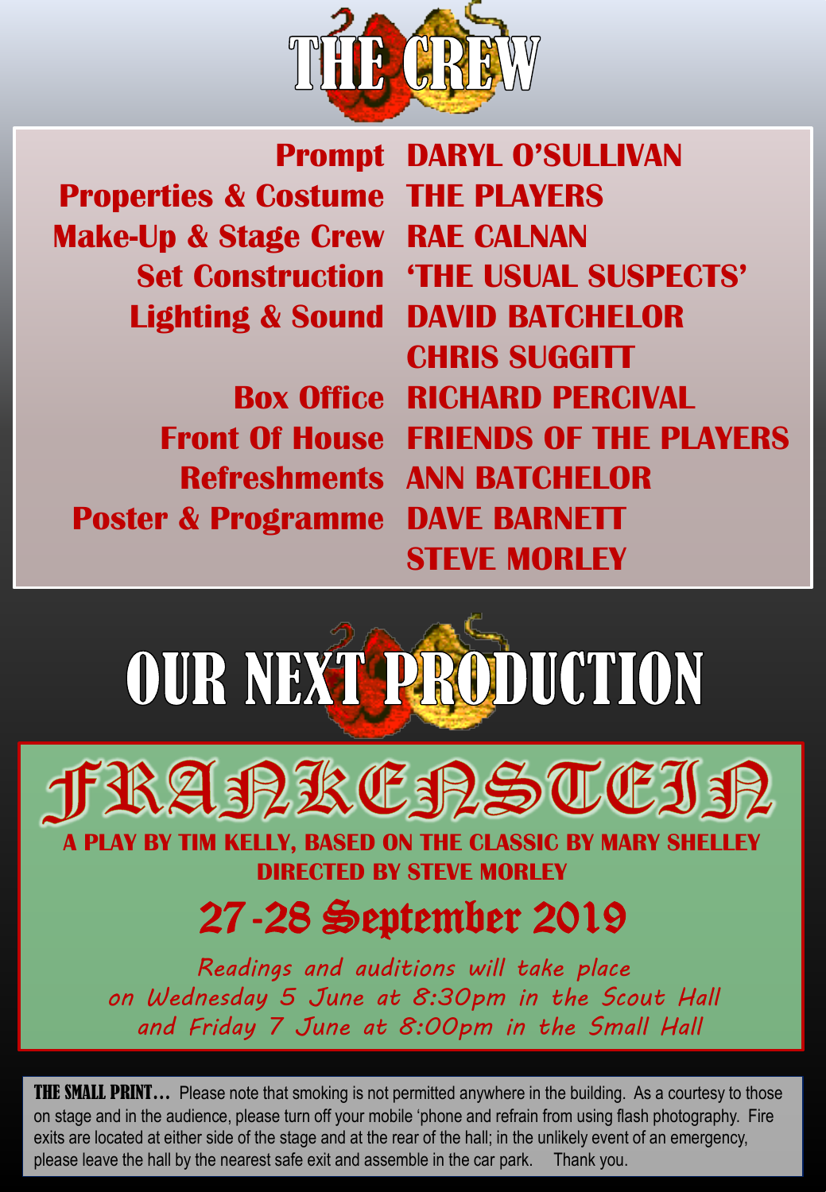# THE CREW

| | |
|---|---|
| **Prompt** | **DARYL O'SULLIVAN** |
| **Properties & Costume** | **THE PLAYERS** |
| **Make-Up & Stage Crew** | **RAE CALNAN** |
| **Set Construction** | **'THE USUAL SUSPECTS'** |
| **Lighting & Sound** | **DAVID BATCHELOR** |
| | **CHRIS SUGGITT** |
| **Box Office** | **RICHARD PERCIVAL** |
| **Front Of House** | **FRIENDS OF THE PLAYERS** |
| **Refreshments** | **ANN BATCHELOR** |
| **Poster & Programme** | **DAVE BARNETT** |
| | **STEVE MORLEY** |

# OUR NEXT PRODUCTION

## FRANKENSTEIN

**A PLAY BY TIM KELLY, BASED ON THE CLASSIC BY MARY SHELLEY**

**DIRECTED BY STEVE MORLEY**

### 27-28 September 2019

*Readings and auditions will take place on Wednesday 5 June at 8:30pm in the Scout Hall and Friday 7 June at 8:00pm in the Small Hall*

**THE SMALL PRINT…** Please note that smoking is not permitted anywhere in the building. As a courtesy to those on stage and in the audience, please turn off your mobile 'phone and refrain from using flash photography. Fire exits are located at either side of the stage and at the rear of the hall; in the unlikely event of an emergency, please leave the hall by the nearest safe exit and assemble in the car park. Thank you.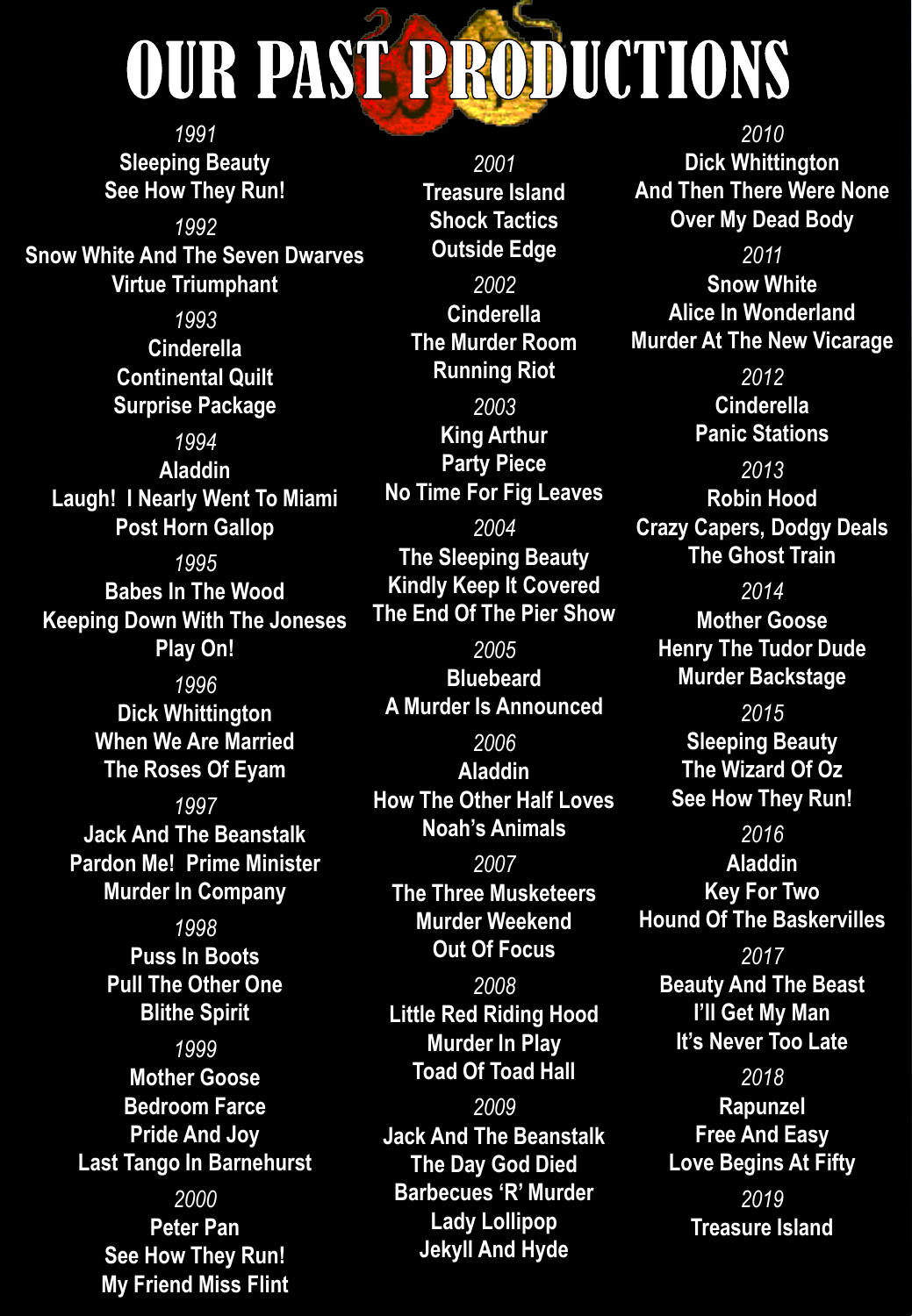# OUR PAST PRODUCTIONS

*1991*
Sleeping Beauty
See How They Run!

*1992*
Snow White And The Seven Dwarves
Virtue Triumphant

*1993*
Cinderella
Continental Quilt
Surprise Package

*1994*
Aladdin
Laugh! I Nearly Went To Miami
Post Horn Gallop

*1995*
Babes In The Wood
Keeping Down With The Joneses
Play On!

*1996*
Dick Whittington
When We Are Married
The Roses Of Eyam

*1997*
Jack And The Beanstalk
Pardon Me! Prime Minister
Murder In Company

*1998*
Puss In Boots
Pull The Other One
Blithe Spirit

*1999*
Mother Goose
Bedroom Farce
Pride And Joy
Last Tango In Barnehurst

*2000*
Peter Pan
See How They Run!
My Friend Miss Flint

*2001*
Treasure Island
Shock Tactics
Outside Edge

*2002*
Cinderella
The Murder Room
Running Riot

*2003*
King Arthur
Party Piece
No Time For Fig Leaves

*2004*
The Sleeping Beauty
Kindly Keep It Covered
The End Of The Pier Show

*2005*
Bluebeard
A Murder Is Announced

*2006*
Aladdin
How The Other Half Loves
Noah's Animals

*2007*
The Three Musketeers
Murder Weekend
Out Of Focus

*2008*
Little Red Riding Hood
Murder In Play
Toad Of Toad Hall

*2009*
Jack And The Beanstalk
The Day God Died
Barbecues 'R' Murder
Lady Lollipop
Jekyll And Hyde

*2010*
Dick Whittington
And Then There Were None
Over My Dead Body

*2011*
Snow White
Alice In Wonderland
Murder At The New Vicarage

*2012*
Cinderella
Panic Stations

*2013*
Robin Hood
Crazy Capers, Dodgy Deals
The Ghost Train

*2014*
Mother Goose
Henry The Tudor Dude
Murder Backstage

*2015*
Sleeping Beauty
The Wizard Of Oz
See How They Run!

*2016*
Aladdin
Key For Two
Hound Of The Baskervilles

*2017*
Beauty And The Beast
I'll Get My Man
It's Never Too Late

*2018*
Rapunzel
Free And Easy
Love Begins At Fifty

*2019*
Treasure Island